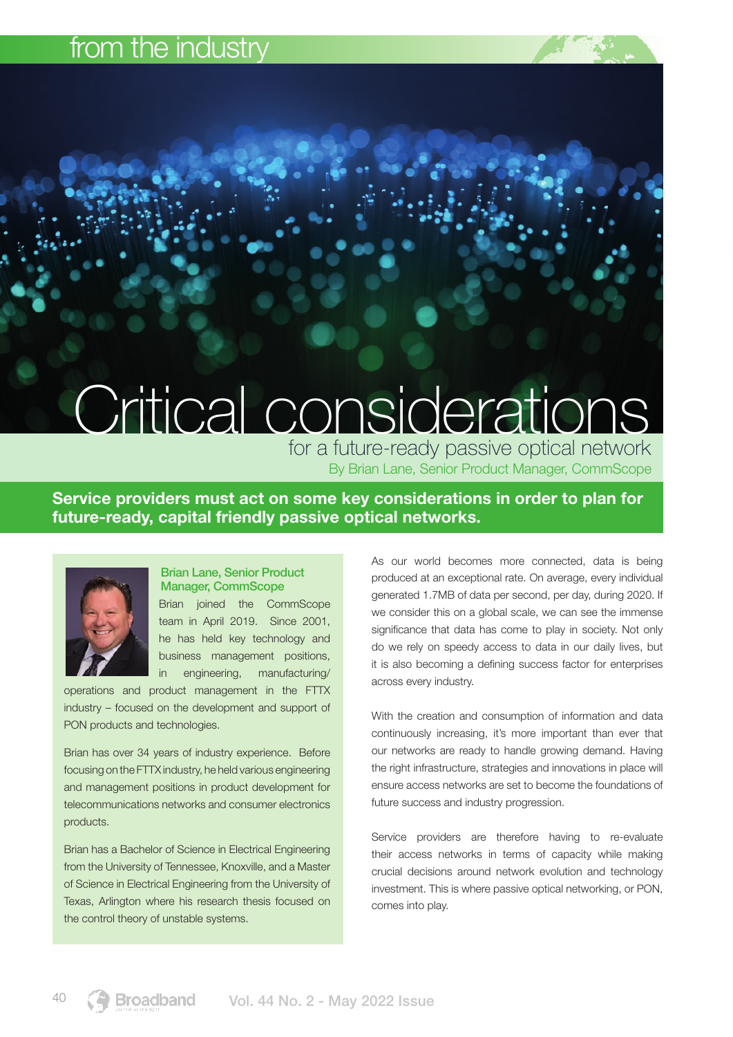# Critical considerations

## for a future-ready passive optical network

By Brian Lane, Senior Product Manager, CommScope

**Service providers must act on some key considerations in order to plan for future-ready, capital friendly passive optical networks.**

**Brian Lane, Senior Product Manager, CommScope**

Brian joined the CommScope team in April 2019. Since 2001, he has held key technology and business management positions, in engineering, manufacturing/operations and product management in the FTTX industry – focused on the development and support of PON products and technologies.

Brian has over 34 years of industry experience. Before focusing on the FTTX industry, he held various engineering and management positions in product development for telecommunications networks and consumer electronics products.

Brian has a Bachelor of Science in Electrical Engineering from the University of Tennessee, Knoxville, and a Master of Science in Electrical Engineering from the University of Texas, Arlington where his research thesis focused on the control theory of unstable systems.

As our world becomes more connected, data is being produced at an exceptional rate. On average, every individual generated 1.7MB of data per second, per day, during 2020. If we consider this on a global scale, we can see the immense significance that data has come to play in society. Not only do we rely on speedy access to data in our daily lives, but it is also becoming a defining success factor for enterprises across every industry.

With the creation and consumption of information and data continuously increasing, it's more important than ever that our networks are ready to handle growing demand. Having the right infrastructure, strategies and innovations in place will ensure access networks are set to become the foundations of future success and industry progression.

Service providers are therefore having to re-evaluate their access networks in terms of capacity while making crucial decisions around network evolution and technology investment. This is where passive optical networking, or PON, comes into play.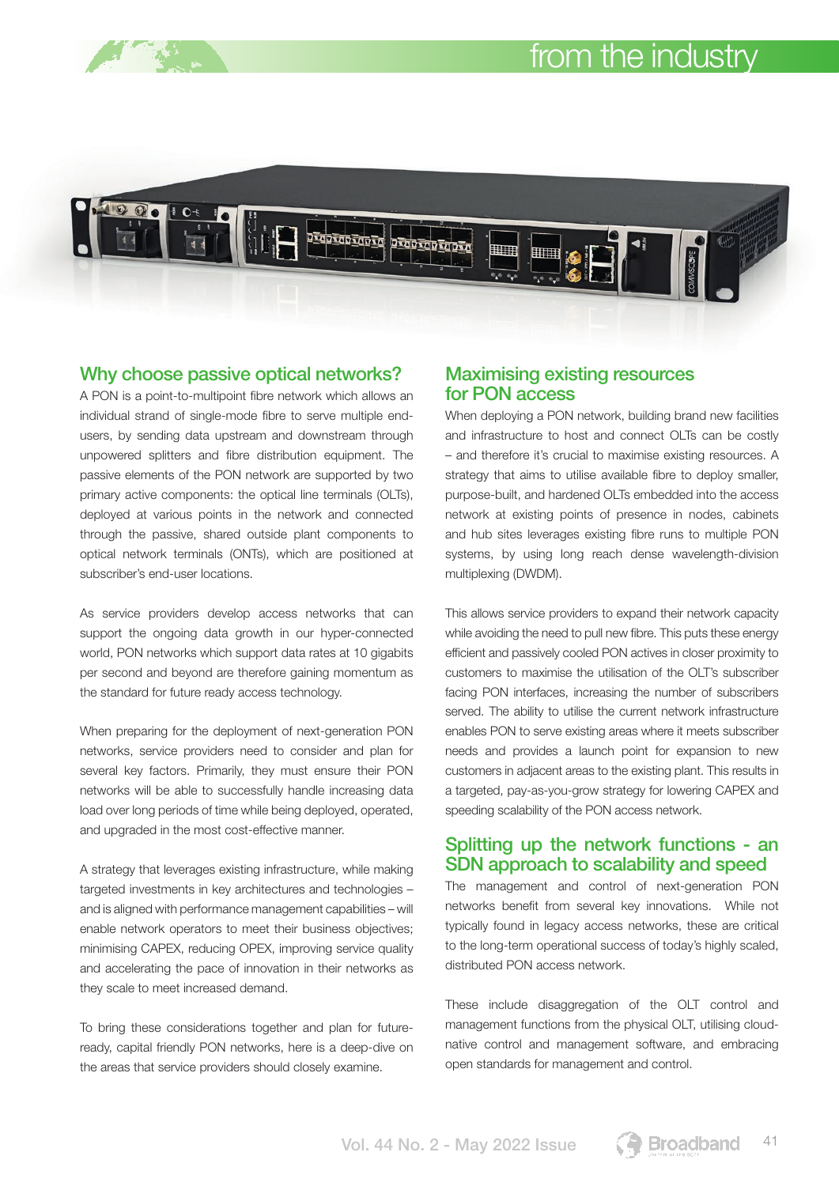## Why choose passive optical networks?

A PON is a point-to-multipoint fibre network which allows an individual strand of single-mode fibre to serve multiple end-users, by sending data upstream and downstream through unpowered splitters and fibre distribution equipment. The passive elements of the PON network are supported by two primary active components: the optical line terminals (OLTs), deployed at various points in the network and connected through the passive, shared outside plant components to optical network terminals (ONTs), which are positioned at subscriber's end-user locations.

As service providers develop access networks that can support the ongoing data growth in our hyper-connected world, PON networks which support data rates at 10 gigabits per second and beyond are therefore gaining momentum as the standard for future ready access technology.

When preparing for the deployment of next-generation PON networks, service providers need to consider and plan for several key factors. Primarily, they must ensure their PON networks will be able to successfully handle increasing data load over long periods of time while being deployed, operated, and upgraded in the most cost-effective manner.

A strategy that leverages existing infrastructure, while making targeted investments in key architectures and technologies – and is aligned with performance management capabilities – will enable network operators to meet their business objectives; minimising CAPEX, reducing OPEX, improving service quality and accelerating the pace of innovation in their networks as they scale to meet increased demand.

To bring these considerations together and plan for future-ready, capital friendly PON networks, here is a deep-dive on the areas that service providers should closely examine.

## Maximising existing resources for PON access

When deploying a PON network, building brand new facilities and infrastructure to host and connect OLTs can be costly – and therefore it's crucial to maximise existing resources. A strategy that aims to utilise available fibre to deploy smaller, purpose-built, and hardened OLTs embedded into the access network at existing points of presence in nodes, cabinets and hub sites leverages existing fibre runs to multiple PON systems, by using long reach dense wavelength-division multiplexing (DWDM).

This allows service providers to expand their network capacity while avoiding the need to pull new fibre. This puts these energy efficient and passively cooled PON actives in closer proximity to customers to maximise the utilisation of the OLT's subscriber facing PON interfaces, increasing the number of subscribers served. The ability to utilise the current network infrastructure enables PON to serve existing areas where it meets subscriber needs and provides a launch point for expansion to new customers in adjacent areas to the existing plant. This results in a targeted, pay-as-you-grow strategy for lowering CAPEX and speeding scalability of the PON access network.

## Splitting up the network functions - an SDN approach to scalability and speed

The management and control of next-generation PON networks benefit from several key innovations. While not typically found in legacy access networks, these are critical to the long-term operational success of today's highly scaled, distributed PON access network.

These include disaggregation of the OLT control and management functions from the physical OLT, utilising cloud-native control and management software, and embracing open standards for management and control.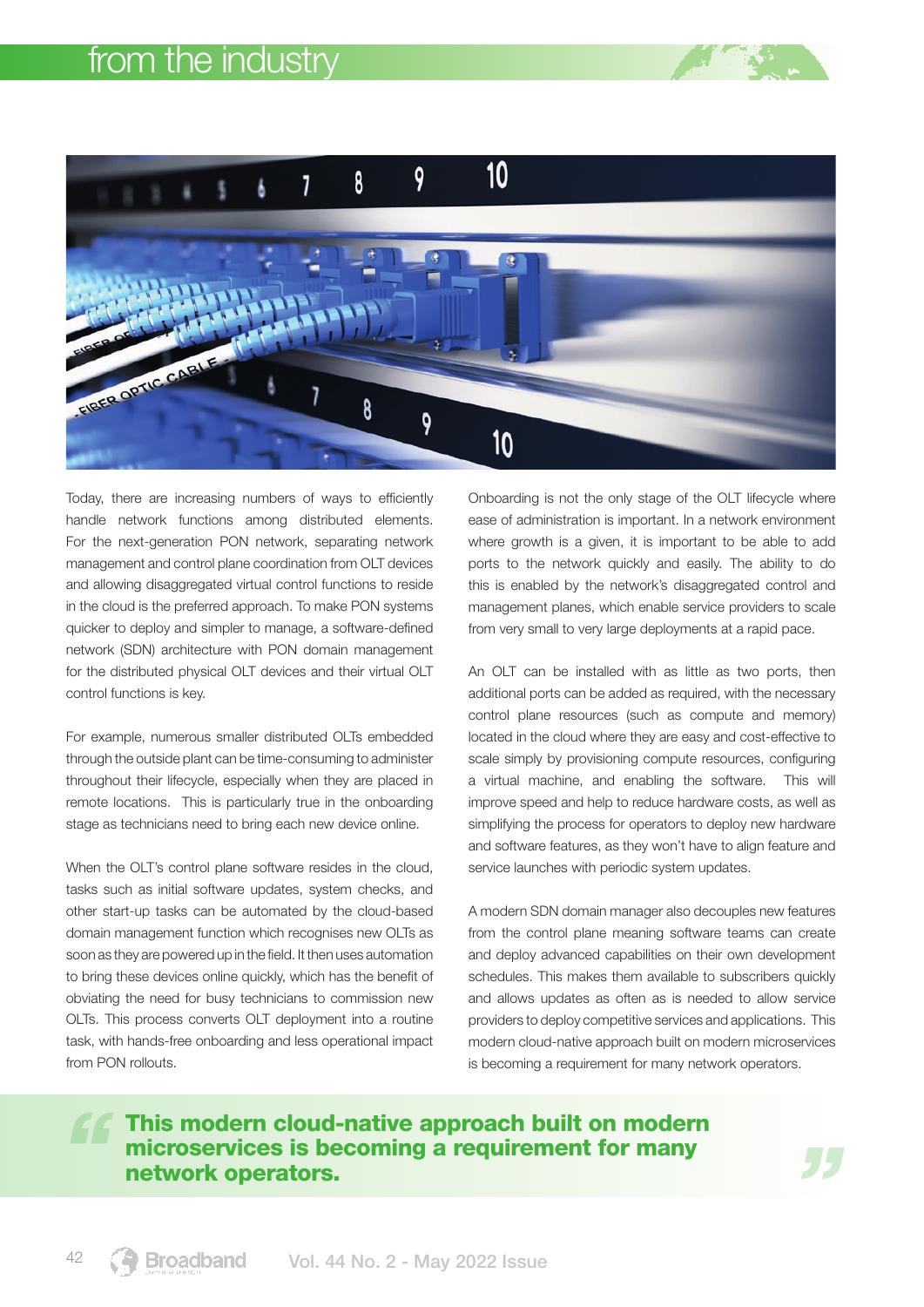Today, there are increasing numbers of ways to efficiently handle network functions among distributed elements. For the next-generation PON network, separating network management and control plane coordination from OLT devices and allowing disaggregated virtual control functions to reside in the cloud is the preferred approach. To make PON systems quicker to deploy and simpler to manage, a software-defined network (SDN) architecture with PON domain management for the distributed physical OLT devices and their virtual OLT control functions is key.

For example, numerous smaller distributed OLTs embedded through the outside plant can be time-consuming to administer throughout their lifecycle, especially when they are placed in remote locations. This is particularly true in the onboarding stage as technicians need to bring each new device online.

When the OLT's control plane software resides in the cloud, tasks such as initial software updates, system checks, and other start-up tasks can be automated by the cloud-based domain management function which recognises new OLTs as soon as they are powered up in the field. It then uses automation to bring these devices online quickly, which has the benefit of obviating the need for busy technicians to commission new OLTs. This process converts OLT deployment into a routine task, with hands-free onboarding and less operational impact from PON rollouts.

Onboarding is not the only stage of the OLT lifecycle where ease of administration is important. In a network environment where growth is a given, it is important to be able to add ports to the network quickly and easily. The ability to do this is enabled by the network's disaggregated control and management planes, which enable service providers to scale from very small to very large deployments at a rapid pace.

An OLT can be installed with as little as two ports, then additional ports can be added as required, with the necessary control plane resources (such as compute and memory) located in the cloud where they are easy and cost-effective to scale simply by provisioning compute resources, configuring a virtual machine, and enabling the software. This will improve speed and help to reduce hardware costs, as well as simplifying the process for operators to deploy new hardware and software features, as they won't have to align feature and service launches with periodic system updates.

A modern SDN domain manager also decouples new features from the control plane meaning software teams can create and deploy advanced capabilities on their own development schedules. This makes them available to subscribers quickly and allows updates as often as is needed to allow service providers to deploy competitive services and applications. This modern cloud-native approach built on modern microservices is becoming a requirement for many network operators.

> **This modern cloud-native approach built on modern microservices is becoming a requirement for many network operators.**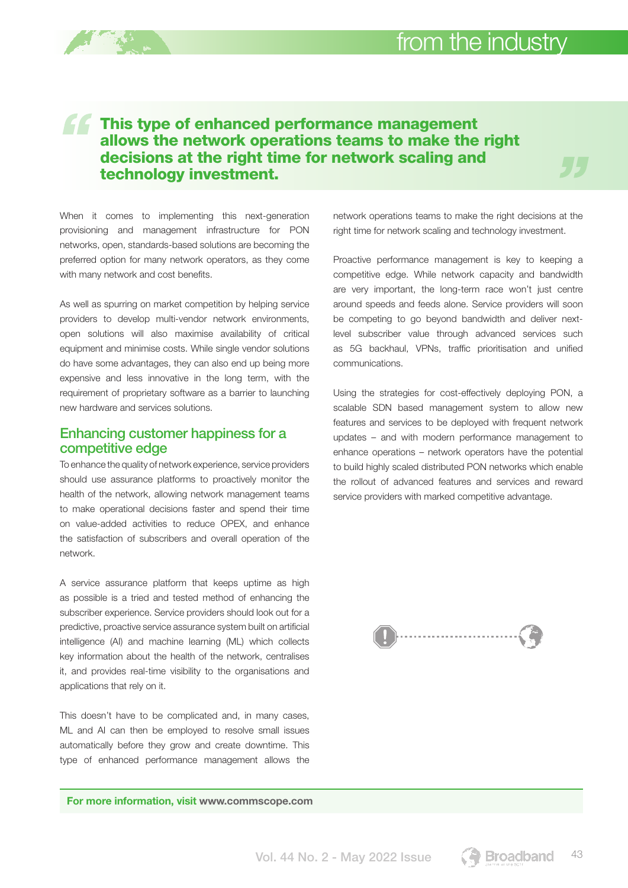> **This type of enhanced performance management allows the network operations teams to make the right decisions at the right time for network scaling and technology investment.**

When it comes to implementing this next-generation provisioning and management infrastructure for PON networks, open, standards-based solutions are becoming the preferred option for many network operators, as they come with many network and cost benefits.

As well as spurring on market competition by helping service providers to develop multi-vendor network environments, open solutions will also maximise availability of critical equipment and minimise costs. While single vendor solutions do have some advantages, they can also end up being more expensive and less innovative in the long term, with the requirement of proprietary software as a barrier to launching new hardware and services solutions.

## Enhancing customer happiness for a competitive edge

To enhance the quality of network experience, service providers should use assurance platforms to proactively monitor the health of the network, allowing network management teams to make operational decisions faster and spend their time on value-added activities to reduce OPEX, and enhance the satisfaction of subscribers and overall operation of the network.

A service assurance platform that keeps uptime as high as possible is a tried and tested method of enhancing the subscriber experience. Service providers should look out for a predictive, proactive service assurance system built on artificial intelligence (AI) and machine learning (ML) which collects key information about the health of the network, centralises it, and provides real-time visibility to the organisations and applications that rely on it.

This doesn't have to be complicated and, in many cases, ML and AI can then be employed to resolve small issues automatically before they grow and create downtime. This type of enhanced performance management allows the network operations teams to make the right decisions at the right time for network scaling and technology investment.

Proactive performance management is key to keeping a competitive edge. While network capacity and bandwidth are very important, the long-term race won't just centre around speeds and feeds alone. Service providers will soon be competing to go beyond bandwidth and deliver next-level subscriber value through advanced services such as 5G backhaul, VPNs, traffic prioritisation and unified communications.

Using the strategies for cost-effectively deploying PON, a scalable SDN based management system to allow new features and services to be deployed with frequent network updates – and with modern performance management to enhance operations – network operators have the potential to build highly scaled distributed PON networks which enable the rollout of advanced features and services and reward service providers with marked competitive advantage.

**For more information, visit www.commscope.com**